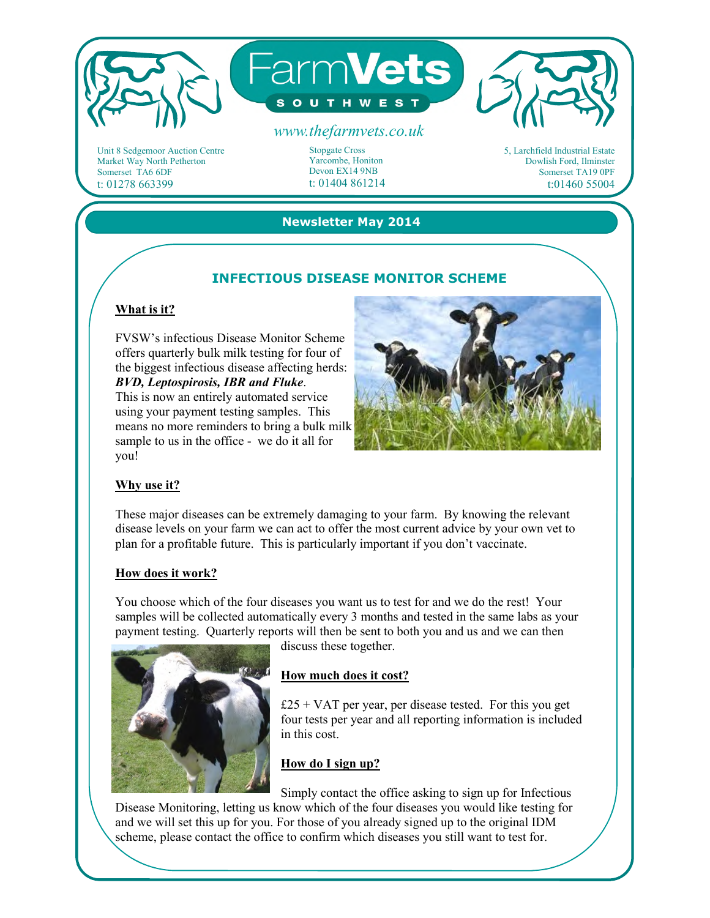# FarmVets SOUTHWEST

www.thefarmvets.co.uk

Unit 8 Sedgemoor Auction Centre
Market Way North Petherton
Somerset TA6 6DF
t: 01278 663399

Stopgate Cross
Yarcombe, Honiton
Devon EX14 9NB
t: 01404 861214

5, Larchfield Industrial Estate
Dowlish Ford, Ilminster
Somerset TA19 0PF
t:01460 55004

**Newsletter May 2014**

## INFECTIOUS DISEASE MONITOR SCHEME

### What is it?

FVSW's infectious Disease Monitor Scheme offers quarterly bulk milk testing for four of the biggest infectious disease affecting herds: ***BVD, Leptospirosis, IBR and Fluke***. This is now an entirely automated service using your payment testing samples. This means no more reminders to bring a bulk milk sample to us in the office - we do it all for you!

### Why use it?

These major diseases can be extremely damaging to your farm. By knowing the relevant disease levels on your farm we can act to offer the most current advice by your own vet to plan for a profitable future. This is particularly important if you don't vaccinate.

### How does it work?

You choose which of the four diseases you want us to test for and we do the rest! Your samples will be collected automatically every 3 months and tested in the same labs as your payment testing. Quarterly reports will then be sent to both you and us and we can then discuss these together.

### How much does it cost?

£25 + VAT per year, per disease tested. For this you get four tests per year and all reporting information is included in this cost.

### How do I sign up?

Simply contact the office asking to sign up for Infectious Disease Monitoring, letting us know which of the four diseases you would like testing for and we will set this up for you. For those of you already signed up to the original IDM scheme, please contact the office to confirm which diseases you still want to test for.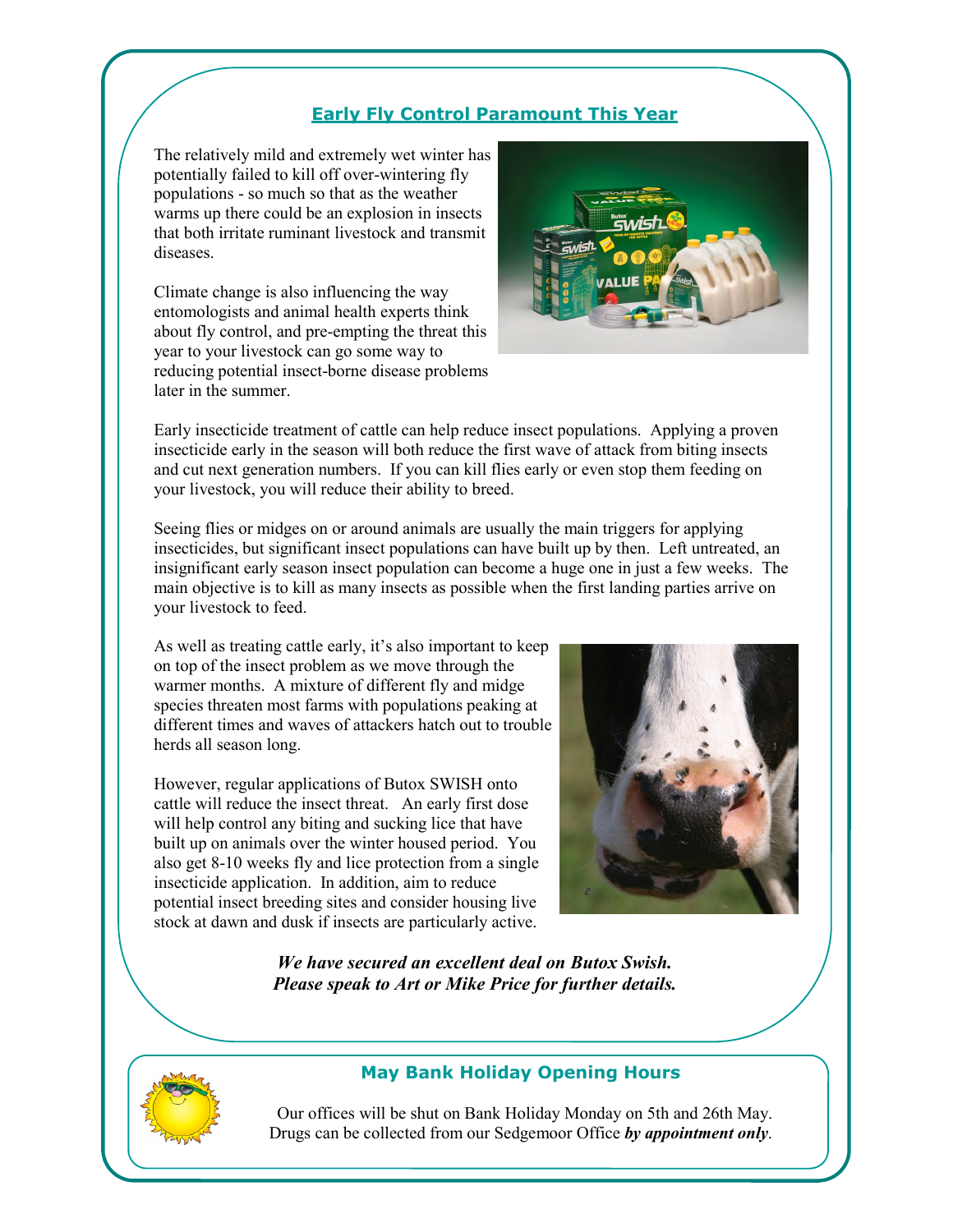## Early Fly Control Paramount This Year

The relatively mild and extremely wet winter has potentially failed to kill off over-wintering fly populations - so much so that as the weather warms up there could be an explosion in insects that both irritate ruminant livestock and transmit diseases.

Climate change is also influencing the way entomologists and animal health experts think about fly control, and pre-empting the threat this year to your livestock can go some way to reducing potential insect-borne disease problems later in the summer.

Early insecticide treatment of cattle can help reduce insect populations. Applying a proven insecticide early in the season will both reduce the first wave of attack from biting insects and cut next generation numbers. If you can kill flies early or even stop them feeding on your livestock, you will reduce their ability to breed.

Seeing flies or midges on or around animals are usually the main triggers for applying insecticides, but significant insect populations can have built up by then. Left untreated, an insignificant early season insect population can become a huge one in just a few weeks. The main objective is to kill as many insects as possible when the first landing parties arrive on your livestock to feed.

As well as treating cattle early, it's also important to keep on top of the insect problem as we move through the warmer months. A mixture of different fly and midge species threaten most farms with populations peaking at different times and waves of attackers hatch out to trouble herds all season long.

However, regular applications of Butox SWISH onto cattle will reduce the insect threat. An early first dose will help control any biting and sucking lice that have built up on animals over the winter housed period. You also get 8-10 weeks fly and lice protection from a single insecticide application. In addition, aim to reduce potential insect breeding sites and consider housing live stock at dawn and dusk if insects are particularly active.

***We have secured an excellent deal on Butox Swish. Please speak to Art or Mike Price for further details.***

## May Bank Holiday Opening Hours

Our offices will be shut on Bank Holiday Monday on 5th and 26th May. Drugs can be collected from our Sedgemoor Office ***by appointment only***.